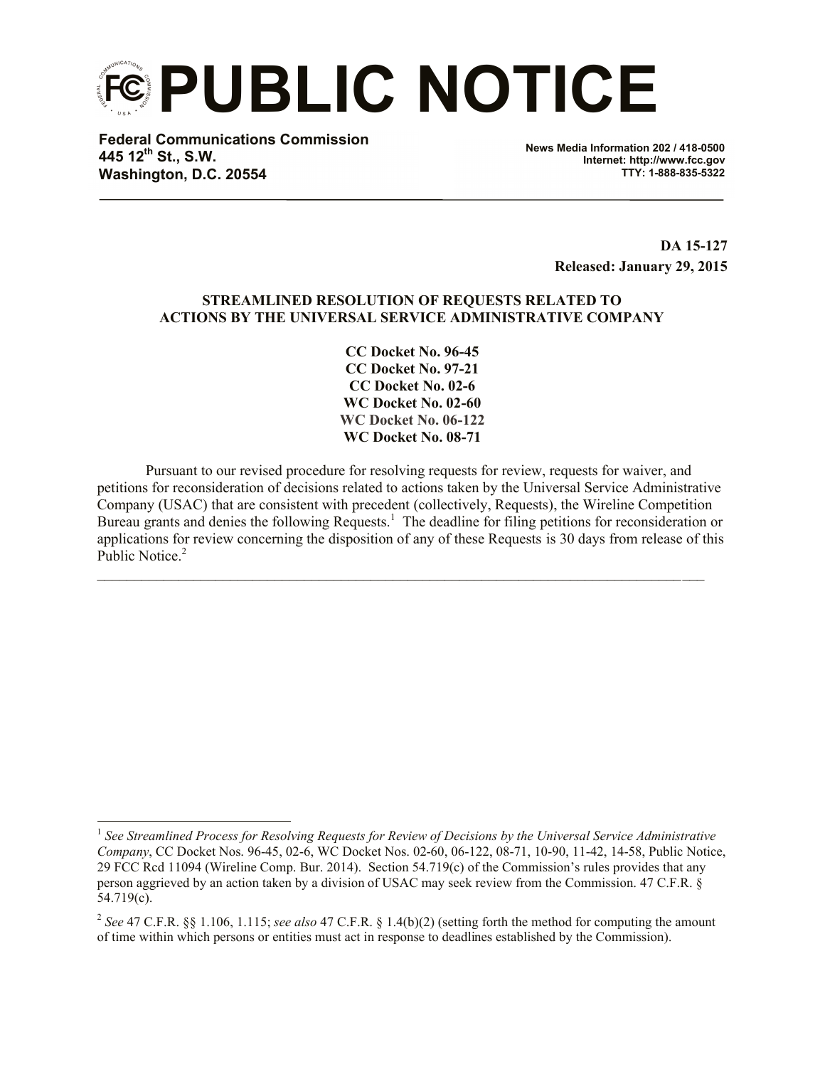# PUBLIC NOTICE

**Federal Communications Commission**
**445 12th St., S.W.**
**Washington, D.C. 20554**

**News Media Information 202 / 418-0500**
**Internet: http://www.fcc.gov**
**TTY: 1-888-835-5322**

**DA 15-127**
**Released: January 29, 2015**

**STREAMLINED RESOLUTION OF REQUESTS RELATED TO ACTIONS BY THE UNIVERSAL SERVICE ADMINISTRATIVE COMPANY**

**CC Docket No. 96-45**
**CC Docket No. 97-21**
**CC Docket No. 02-6**
**WC Docket No. 02-60**
**WC Docket No. 06-122**
**WC Docket No. 08-71**

Pursuant to our revised procedure for resolving requests for review, requests for waiver, and petitions for reconsideration of decisions related to actions taken by the Universal Service Administrative Company (USAC) that are consistent with precedent (collectively, Requests), the Wireline Competition Bureau grants and denies the following Requests.[1] The deadline for filing petitions for reconsideration or applications for review concerning the disposition of any of these Requests is 30 days from release of this Public Notice.[2]

---

[1] *See Streamlined Process for Resolving Requests for Review of Decisions by the Universal Service Administrative Company*, CC Docket Nos. 96-45, 02-6, WC Docket Nos. 02-60, 06-122, 08-71, 10-90, 11-42, 14-58, Public Notice, 29 FCC Rcd 11094 (Wireline Comp. Bur. 2014). Section 54.719(c) of the Commission's rules provides that any person aggrieved by an action taken by a division of USAC may seek review from the Commission. 47 C.F.R. § 54.719(c).

[2] *See* 47 C.F.R. §§ 1.106, 1.115; *see also* 47 C.F.R. § 1.4(b)(2) (setting forth the method for computing the amount of time within which persons or entities must act in response to deadlines established by the Commission).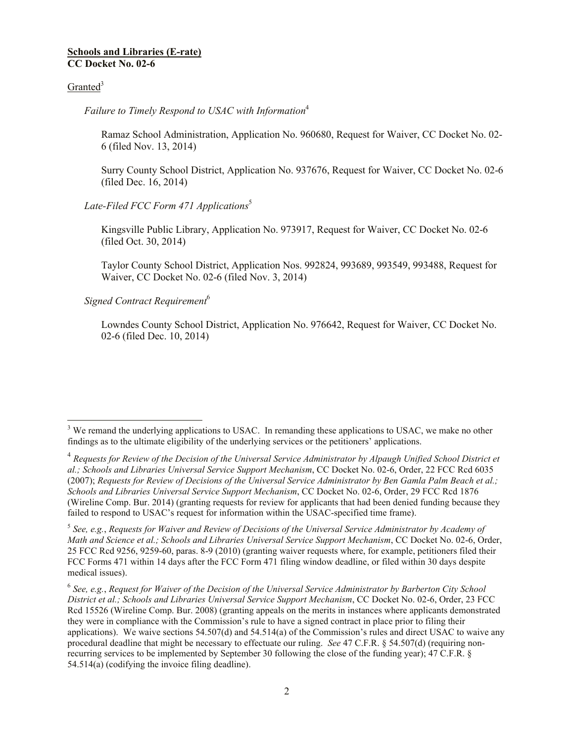**<u>Schools and Libraries (E-rate)</u>**
**CC Docket No. 02-6**

<u>Granted</u>[3]

*Failure to Timely Respond to USAC with Information*[4]

Ramaz School Administration, Application No. 960680, Request for Waiver, CC Docket No. 02-6 (filed Nov. 13, 2014)

Surry County School District, Application No. 937676, Request for Waiver, CC Docket No. 02-6 (filed Dec. 16, 2014)

*Late-Filed FCC Form 471 Applications*[5]

Kingsville Public Library, Application No. 973917, Request for Waiver, CC Docket No. 02-6 (filed Oct. 30, 2014)

Taylor County School District, Application Nos. 992824, 993689, 993549, 993488, Request for Waiver, CC Docket No. 02-6 (filed Nov. 3, 2014)

*Signed Contract Requirement*[6]

Lowndes County School District, Application No. 976642, Request for Waiver, CC Docket No. 02-6 (filed Dec. 10, 2014)

---

[3] We remand the underlying applications to USAC. In remanding these applications to USAC, we make no other findings as to the ultimate eligibility of the underlying services or the petitioners' applications.

[4] *Requests for Review of the Decision of the Universal Service Administrator by Alpaugh Unified School District et al.; Schools and Libraries Universal Service Support Mechanism*, CC Docket No. 02-6, Order, 22 FCC Rcd 6035 (2007); *Requests for Review of Decisions of the Universal Service Administrator by Ben Gamla Palm Beach et al.; Schools and Libraries Universal Service Support Mechanism*, CC Docket No. 02-6, Order, 29 FCC Rcd 1876 (Wireline Comp. Bur. 2014) (granting requests for review for applicants that had been denied funding because they failed to respond to USAC's request for information within the USAC-specified time frame).

[5] *See, e.g.*, *Requests for Waiver and Review of Decisions of the Universal Service Administrator by Academy of Math and Science et al.; Schools and Libraries Universal Service Support Mechanism*, CC Docket No. 02-6, Order, 25 FCC Rcd 9256, 9259-60, paras. 8-9 (2010) (granting waiver requests where, for example, petitioners filed their FCC Forms 471 within 14 days after the FCC Form 471 filing window deadline, or filed within 30 days despite medical issues).

[6] *See, e.g.*, *Request for Waiver of the Decision of the Universal Service Administrator by Barberton City School District et al.; Schools and Libraries Universal Service Support Mechanism*, CC Docket No. 02-6, Order, 23 FCC Rcd 15526 (Wireline Comp. Bur. 2008) (granting appeals on the merits in instances where applicants demonstrated they were in compliance with the Commission's rule to have a signed contract in place prior to filing their applications). We waive sections 54.507(d) and 54.514(a) of the Commission's rules and direct USAC to waive any procedural deadline that might be necessary to effectuate our ruling. *See* 47 C.F.R. § 54.507(d) (requiring non-recurring services to be implemented by September 30 following the close of the funding year); 47 C.F.R. § 54.514(a) (codifying the invoice filing deadline).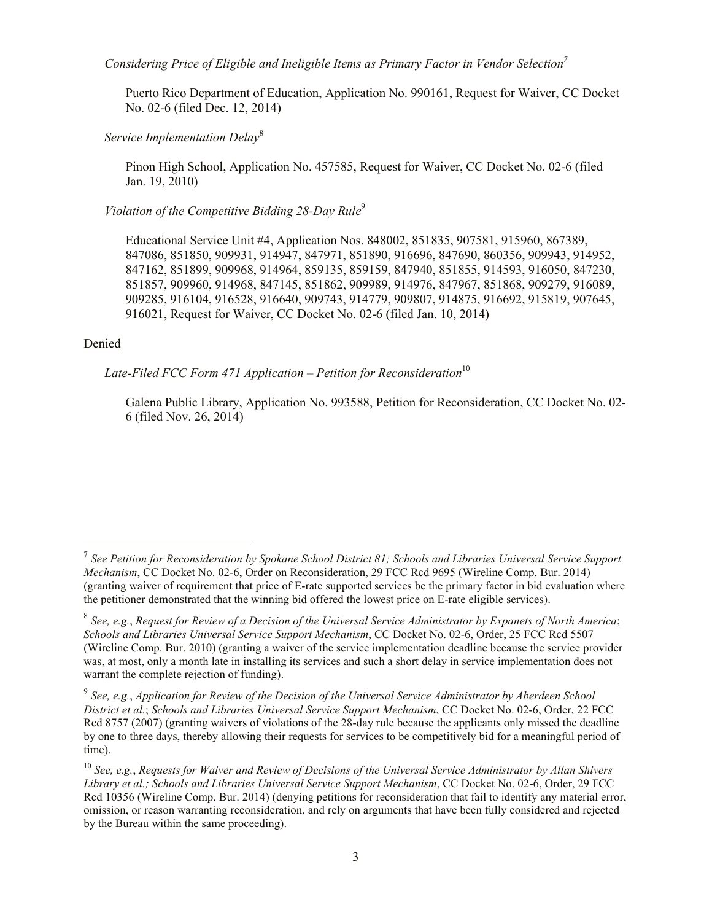*Considering Price of Eligible and Ineligible Items as Primary Factor in Vendor Selection*[7]

Puerto Rico Department of Education, Application No. 990161, Request for Waiver, CC Docket No. 02-6 (filed Dec. 12, 2014)

*Service Implementation Delay*[8]

Pinon High School, Application No. 457585, Request for Waiver, CC Docket No. 02-6 (filed Jan. 19, 2010)

*Violation of the Competitive Bidding 28-Day Rule*[9]

Educational Service Unit #4, Application Nos. 848002, 851835, 907581, 915960, 867389, 847086, 851850, 909931, 914947, 847971, 851890, 916696, 847690, 860356, 909943, 914952, 847162, 851899, 909968, 914964, 859135, 859159, 847940, 851855, 914593, 916050, 847230, 851857, 909960, 914968, 847145, 851862, 909989, 914976, 847967, 851868, 909279, 916089, 909285, 916104, 916528, 916640, 909743, 914779, 909807, 914875, 916692, 915819, 907645, 916021, Request for Waiver, CC Docket No. 02-6 (filed Jan. 10, 2014)

Denied

*Late-Filed FCC Form 471 Application – Petition for Reconsideration*[10]

Galena Public Library, Application No. 993588, Petition for Reconsideration, CC Docket No. 02-6 (filed Nov. 26, 2014)

---

[7] *See Petition for Reconsideration by Spokane School District 81; Schools and Libraries Universal Service Support Mechanism*, CC Docket No. 02-6, Order on Reconsideration, 29 FCC Rcd 9695 (Wireline Comp. Bur. 2014) (granting waiver of requirement that price of E-rate supported services be the primary factor in bid evaluation where the petitioner demonstrated that the winning bid offered the lowest price on E-rate eligible services).

[8] *See, e.g.*, *Request for Review of a Decision of the Universal Service Administrator by Expanets of North America*; *Schools and Libraries Universal Service Support Mechanism*, CC Docket No. 02-6, Order, 25 FCC Rcd 5507 (Wireline Comp. Bur. 2010) (granting a waiver of the service implementation deadline because the service provider was, at most, only a month late in installing its services and such a short delay in service implementation does not warrant the complete rejection of funding).

[9] *See, e.g.*, *Application for Review of the Decision of the Universal Service Administrator by Aberdeen School District et al.*; *Schools and Libraries Universal Service Support Mechanism*, CC Docket No. 02-6, Order, 22 FCC Rcd 8757 (2007) (granting waivers of violations of the 28-day rule because the applicants only missed the deadline by one to three days, thereby allowing their requests for services to be competitively bid for a meaningful period of time).

[10] *See, e.g.*, *Requests for Waiver and Review of Decisions of the Universal Service Administrator by Allan Shivers Library et al.; Schools and Libraries Universal Service Support Mechanism*, CC Docket No. 02-6, Order, 29 FCC Rcd 10356 (Wireline Comp. Bur. 2014) (denying petitions for reconsideration that fail to identify any material error, omission, or reason warranting reconsideration, and rely on arguments that have been fully considered and rejected by the Bureau within the same proceeding).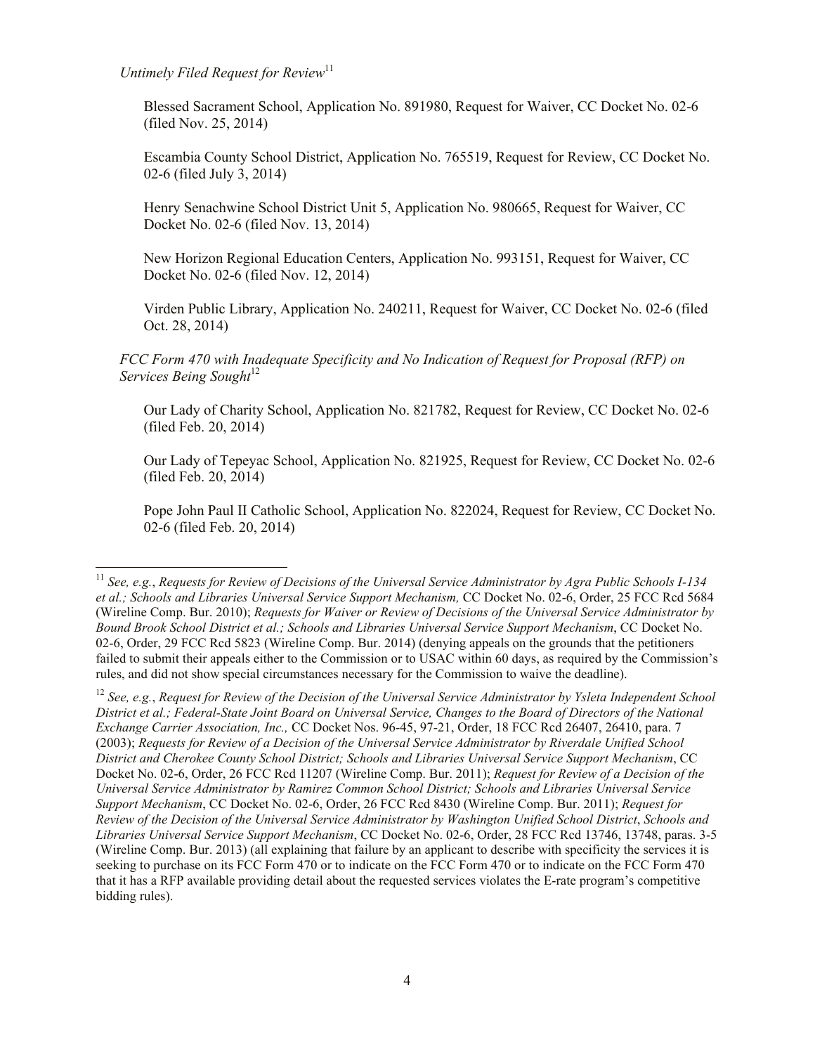*Untimely Filed Request for Review*[11]

Blessed Sacrament School, Application No. 891980, Request for Waiver, CC Docket No. 02-6 (filed Nov. 25, 2014)

Escambia County School District, Application No. 765519, Request for Review, CC Docket No. 02-6 (filed July 3, 2014)

Henry Senachwine School District Unit 5, Application No. 980665, Request for Waiver, CC Docket No. 02-6 (filed Nov. 13, 2014)

New Horizon Regional Education Centers, Application No. 993151, Request for Waiver, CC Docket No. 02-6 (filed Nov. 12, 2014)

Virden Public Library, Application No. 240211, Request for Waiver, CC Docket No. 02-6 (filed Oct. 28, 2014)

*FCC Form 470 with Inadequate Specificity and No Indication of Request for Proposal (RFP) on Services Being Sought*[12]

Our Lady of Charity School, Application No. 821782, Request for Review, CC Docket No. 02-6 (filed Feb. 20, 2014)

Our Lady of Tepeyac School, Application No. 821925, Request for Review, CC Docket No. 02-6 (filed Feb. 20, 2014)

Pope John Paul II Catholic School, Application No. 822024, Request for Review, CC Docket No. 02-6 (filed Feb. 20, 2014)

---

[11] *See, e.g.*, *Requests for Review of Decisions of the Universal Service Administrator by Agra Public Schools I-134 et al.; Schools and Libraries Universal Service Support Mechanism,* CC Docket No. 02-6, Order, 25 FCC Rcd 5684 (Wireline Comp. Bur. 2010); *Requests for Waiver or Review of Decisions of the Universal Service Administrator by Bound Brook School District et al.; Schools and Libraries Universal Service Support Mechanism*, CC Docket No. 02-6, Order, 29 FCC Rcd 5823 (Wireline Comp. Bur. 2014) (denying appeals on the grounds that the petitioners failed to submit their appeals either to the Commission or to USAC within 60 days, as required by the Commission's rules, and did not show special circumstances necessary for the Commission to waive the deadline).

[12] *See, e.g.*, *Request for Review of the Decision of the Universal Service Administrator by Ysleta Independent School District et al.; Federal-State Joint Board on Universal Service, Changes to the Board of Directors of the National Exchange Carrier Association, Inc.,* CC Docket Nos. 96-45, 97-21, Order, 18 FCC Rcd 26407, 26410, para. 7 (2003); *Requests for Review of a Decision of the Universal Service Administrator by Riverdale Unified School District and Cherokee County School District; Schools and Libraries Universal Service Support Mechanism*, CC Docket No. 02-6, Order, 26 FCC Rcd 11207 (Wireline Comp. Bur. 2011); *Request for Review of a Decision of the Universal Service Administrator by Ramirez Common School District; Schools and Libraries Universal Service Support Mechanism*, CC Docket No. 02-6, Order, 26 FCC Rcd 8430 (Wireline Comp. Bur. 2011); *Request for Review of the Decision of the Universal Service Administrator by Washington Unified School District*, *Schools and Libraries Universal Service Support Mechanism*, CC Docket No. 02-6, Order, 28 FCC Rcd 13746, 13748, paras. 3-5 (Wireline Comp. Bur. 2013) (all explaining that failure by an applicant to describe with specificity the services it is seeking to purchase on its FCC Form 470 or to indicate on the FCC Form 470 or to indicate on the FCC Form 470 that it has a RFP available providing detail about the requested services violates the E-rate program's competitive bidding rules).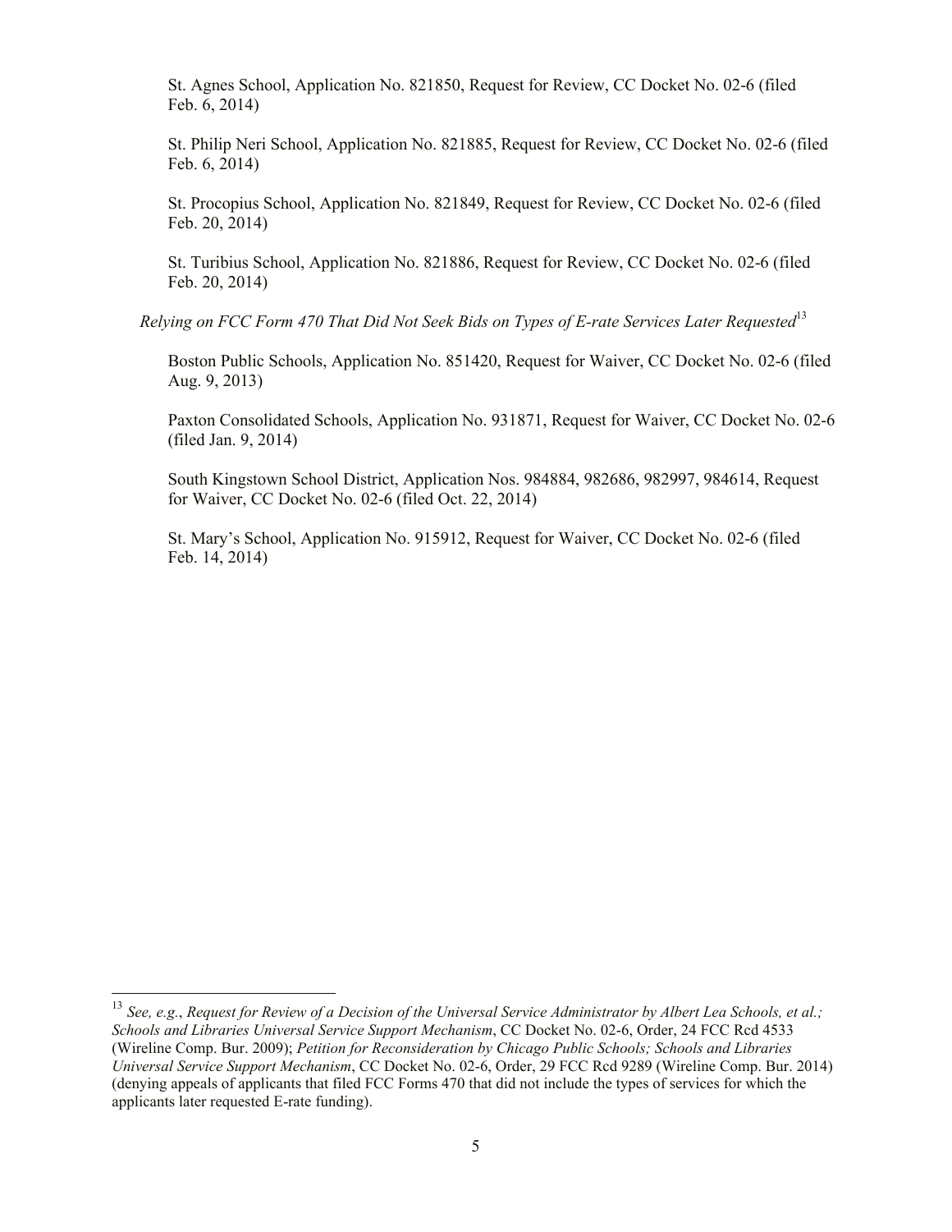St. Agnes School, Application No. 821850, Request for Review, CC Docket No. 02-6 (filed Feb. 6, 2014)

St. Philip Neri School, Application No. 821885, Request for Review, CC Docket No. 02-6 (filed Feb. 6, 2014)

St. Procopius School, Application No. 821849, Request for Review, CC Docket No. 02-6 (filed Feb. 20, 2014)

St. Turibius School, Application No. 821886, Request for Review, CC Docket No. 02-6 (filed Feb. 20, 2014)

*Relying on FCC Form 470 That Did Not Seek Bids on Types of E-rate Services Later Requested*[13]

Boston Public Schools, Application No. 851420, Request for Waiver, CC Docket No. 02-6 (filed Aug. 9, 2013)

Paxton Consolidated Schools, Application No. 931871, Request for Waiver, CC Docket No. 02-6 (filed Jan. 9, 2014)

South Kingstown School District, Application Nos. 984884, 982686, 982997, 984614, Request for Waiver, CC Docket No. 02-6 (filed Oct. 22, 2014)

St. Mary's School, Application No. 915912, Request for Waiver, CC Docket No. 02-6 (filed Feb. 14, 2014)

---

[13] *See, e.g.*, *Request for Review of a Decision of the Universal Service Administrator by Albert Lea Schools, et al.; Schools and Libraries Universal Service Support Mechanism*, CC Docket No. 02-6, Order, 24 FCC Rcd 4533 (Wireline Comp. Bur. 2009); *Petition for Reconsideration by Chicago Public Schools; Schools and Libraries Universal Service Support Mechanism*, CC Docket No. 02-6, Order, 29 FCC Rcd 9289 (Wireline Comp. Bur. 2014) (denying appeals of applicants that filed FCC Forms 470 that did not include the types of services for which the applicants later requested E-rate funding).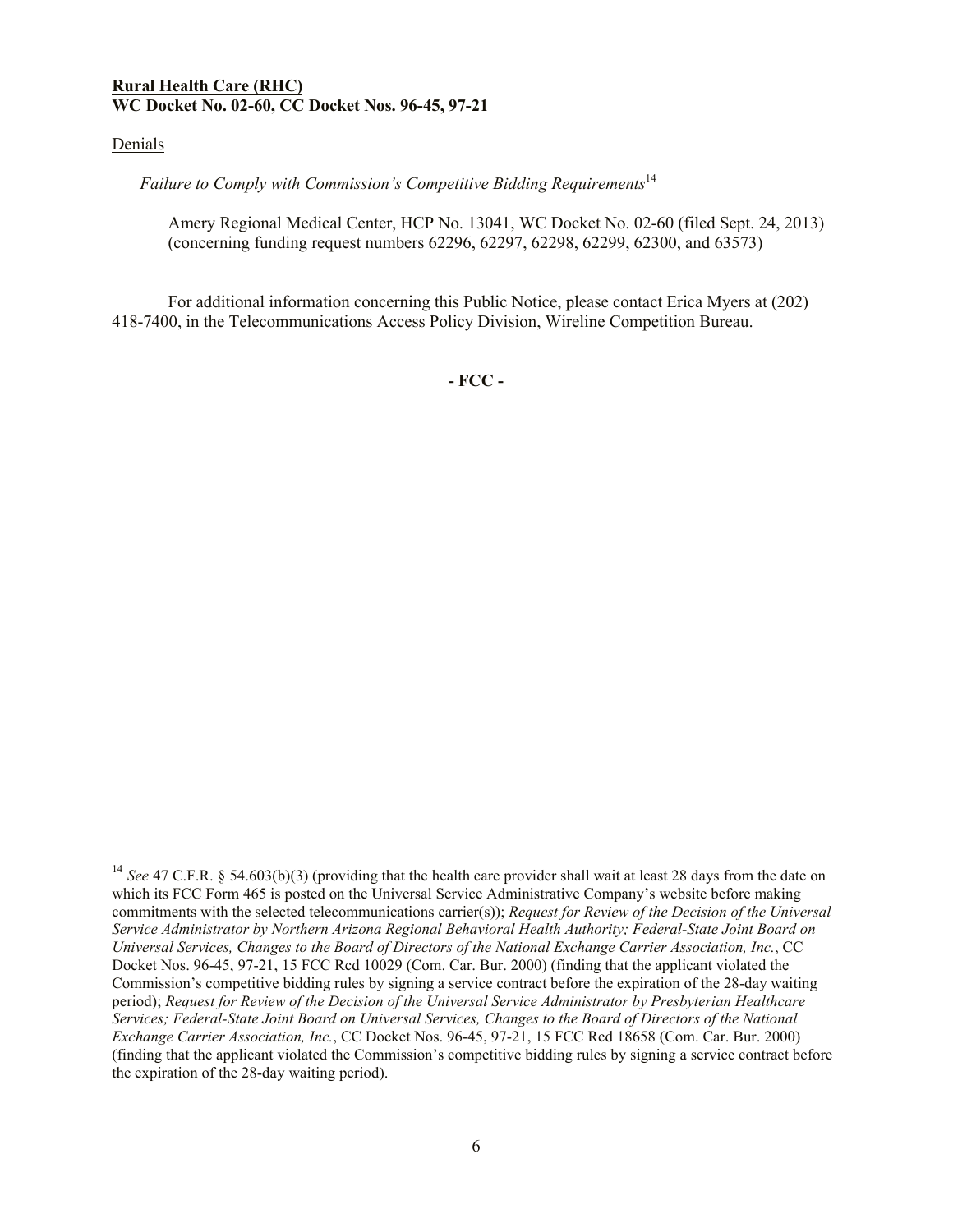**Rural Health Care (RHC)**
**WC Docket No. 02-60, CC Docket Nos. 96-45, 97-21**

Denials

*Failure to Comply with Commission's Competitive Bidding Requirements*[14]

Amery Regional Medical Center, HCP No. 13041, WC Docket No. 02-60 (filed Sept. 24, 2013) (concerning funding request numbers 62296, 62297, 62298, 62299, 62300, and 63573)

For additional information concerning this Public Notice, please contact Erica Myers at (202) 418-7400, in the Telecommunications Access Policy Division, Wireline Competition Bureau.

**- FCC -**

---

[14] *See* 47 C.F.R. § 54.603(b)(3) (providing that the health care provider shall wait at least 28 days from the date on which its FCC Form 465 is posted on the Universal Service Administrative Company's website before making commitments with the selected telecommunications carrier(s)); *Request for Review of the Decision of the Universal Service Administrator by Northern Arizona Regional Behavioral Health Authority; Federal-State Joint Board on Universal Services, Changes to the Board of Directors of the National Exchange Carrier Association, Inc.*, CC Docket Nos. 96-45, 97-21, 15 FCC Rcd 10029 (Com. Car. Bur. 2000) (finding that the applicant violated the Commission's competitive bidding rules by signing a service contract before the expiration of the 28-day waiting period); *Request for Review of the Decision of the Universal Service Administrator by Presbyterian Healthcare Services; Federal-State Joint Board on Universal Services, Changes to the Board of Directors of the National Exchange Carrier Association, Inc.*, CC Docket Nos. 96-45, 97-21, 15 FCC Rcd 18658 (Com. Car. Bur. 2000) (finding that the applicant violated the Commission's competitive bidding rules by signing a service contract before the expiration of the 28-day waiting period).